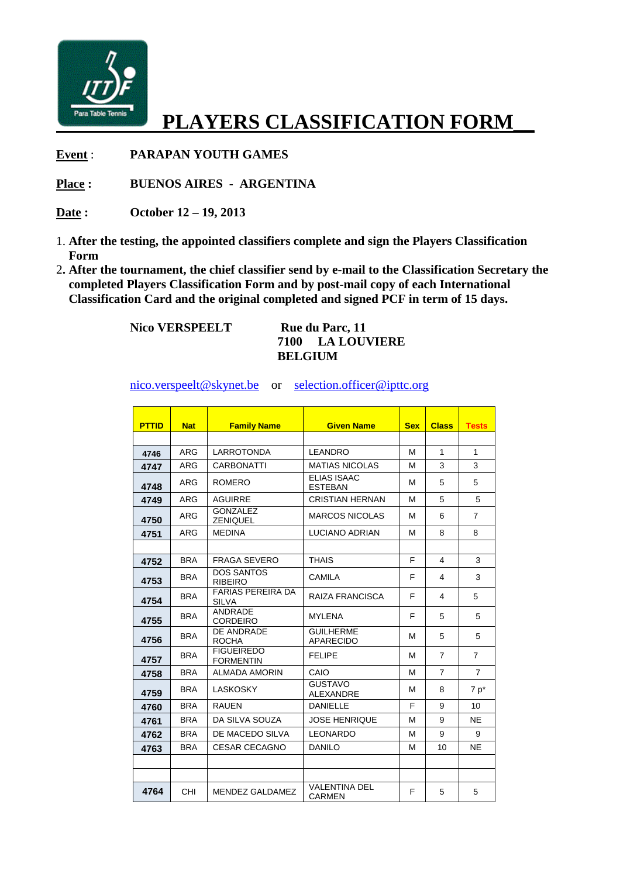# PLAYERS CLASSIFICATION FORM

**Event** : **PARAPAN YOUTH GAMES**

**Place :** **BUENOS AIRES - ARGENTINA**

**Date :** **October 12 – 19, 2013**

1. **After the testing, the appointed classifiers complete and sign the Players Classification Form**
2. **After the tournament, the chief classifier send by e-mail to the Classification Secretary the completed Players Classification Form and by post-mail copy of each International Classification Card and the original completed and signed PCF in term of 15 days.**

**Nico VERSPEELT**

**Rue du Parc, 11**
**7100 LA LOUVIERE**
**BELGIUM**

nico.verspeelt@skynet.be or selection.officer@ipttc.org

| PTTID | Nat | Family Name | Given Name | Sex | Class | Tests |
|---|---|---|---|---|---|---|
| | | | | | | |
| 4746 | ARG | LARROTONDA | LEANDRO | M | 1 | 1 |
| 4747 | ARG | CARBONATTI | MATIAS NICOLAS | M | 3 | 3 |
| 4748 | ARG | ROMERO | ELIAS ISAAC ESTEBAN | M | 5 | 5 |
| 4749 | ARG | AGUIRRE | CRISTIAN HERNAN | M | 5 | 5 |
| 4750 | ARG | GONZALEZ ZENIQUEL | MARCOS NICOLAS | M | 6 | 7 |
| 4751 | ARG | MEDINA | LUCIANO ADRIAN | M | 8 | 8 |
| | | | | | | |
| 4752 | BRA | FRAGA SEVERO | THAIS | F | 4 | 3 |
| 4753 | BRA | DOS SANTOS RIBEIRO | CAMILA | F | 4 | 3 |
| 4754 | BRA | FARIAS PEREIRA DA SILVA | RAIZA FRANCISCA | F | 4 | 5 |
| 4755 | BRA | ANDRADE CORDEIRO | MYLENA | F | 5 | 5 |
| 4756 | BRA | DE ANDRADE ROCHA | GUILHERME APARECIDO | M | 5 | 5 |
| 4757 | BRA | FIGUEIREDO FORMENTIN | FELIPE | M | 7 | 7 |
| 4758 | BRA | ALMADA AMORIN | CAIO | M | 7 | 7 |
| 4759 | BRA | LASKOSKY | GUSTAVO ALEXANDRE | M | 8 | 7 p* |
| 4760 | BRA | RAUEN | DANIELLE | F | 9 | 10 |
| 4761 | BRA | DA SILVA SOUZA | JOSE HENRIQUE | M | 9 | NE |
| 4762 | BRA | DE MACEDO SILVA | LEONARDO | M | 9 | 9 |
| 4763 | BRA | CESAR CECAGNO | DANILO | M | 10 | NE |
| | | | | | | |
| | | | | | | |
| 4764 | CHI | MENDEZ GALDAMEZ | VALENTINA DEL CARMEN | F | 5 | 5 |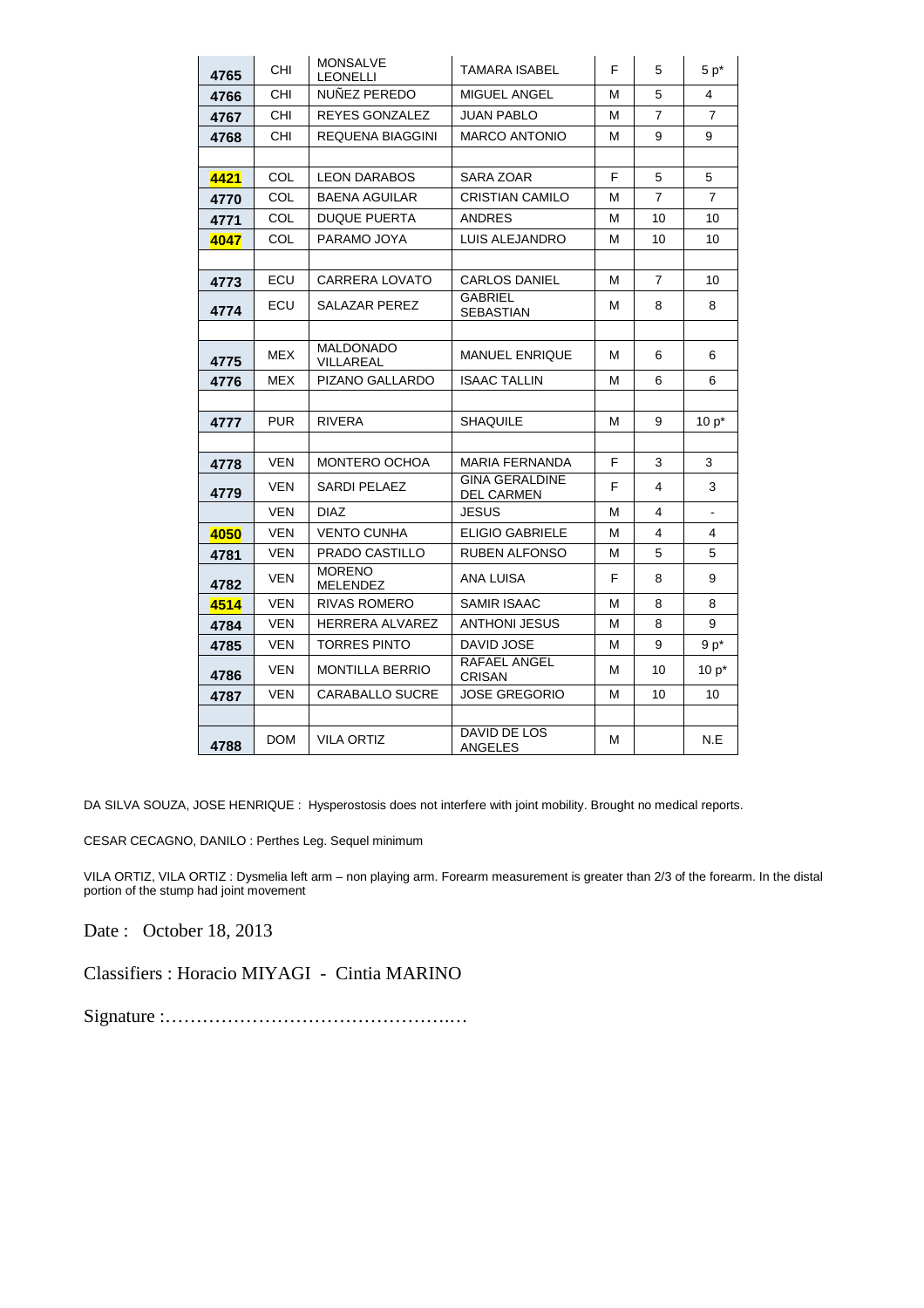| | | | | | | |
|---|---|---|---|---|---|---|
| 4765 | CHI | MONSALVE LEONELLI | TAMARA ISABEL | F | 5 | 5 p* |
| 4766 | CHI | NUÑEZ PEREDO | MIGUEL ANGEL | M | 5 | 4 |
| 4767 | CHI | REYES GONZALEZ | JUAN PABLO | M | 7 | 7 |
| 4768 | CHI | REQUENA BIAGGINI | MARCO ANTONIO | M | 9 | 9 |
| | | | | | | |
| 4421 | COL | LEON DARABOS | SARA ZOAR | F | 5 | 5 |
| 4770 | COL | BAENA AGUILAR | CRISTIAN CAMILO | M | 7 | 7 |
| 4771 | COL | DUQUE PUERTA | ANDRES | M | 10 | 10 |
| 4047 | COL | PARAMO JOYA | LUIS ALEJANDRO | M | 10 | 10 |
| | | | | | | |
| 4773 | ECU | CARRERA LOVATO | CARLOS DANIEL | M | 7 | 10 |
| 4774 | ECU | SALAZAR PEREZ | GABRIEL SEBASTIAN | M | 8 | 8 |
| | | | | | | |
| 4775 | MEX | MALDONADO VILLAREAL | MANUEL ENRIQUE | M | 6 | 6 |
| 4776 | MEX | PIZANO GALLARDO | ISAAC TALLIN | M | 6 | 6 |
| | | | | | | |
| 4777 | PUR | RIVERA | SHAQUILE | M | 9 | 10 p* |
| | | | | | | |
| 4778 | VEN | MONTERO OCHOA | MARIA FERNANDA | F | 3 | 3 |
| 4779 | VEN | SARDI PELAEZ | GINA GERALDINE DEL CARMEN | F | 4 | 3 |
| | VEN | DIAZ | JESUS | M | 4 | - |
| 4050 | VEN | VENTO CUNHA | ELIGIO GABRIELE | M | 4 | 4 |
| 4781 | VEN | PRADO CASTILLO | RUBEN ALFONSO | M | 5 | 5 |
| 4782 | VEN | MORENO MELENDEZ | ANA LUISA | F | 8 | 9 |
| 4514 | VEN | RIVAS ROMERO | SAMIR ISAAC | M | 8 | 8 |
| 4784 | VEN | HERRERA ALVAREZ | ANTHONI JESUS | M | 8 | 9 |
| 4785 | VEN | TORRES PINTO | DAVID JOSE | M | 9 | 9 p* |
| 4786 | VEN | MONTILLA BERRIO | RAFAEL ANGEL CRISAN | M | 10 | 10 p* |
| 4787 | VEN | CARABALLO SUCRE | JOSE GREGORIO | M | 10 | 10 |
| | | | | | | |
| 4788 | DOM | VILA ORTIZ | DAVID DE LOS ANGELES | M | | N.E |

DA SILVA SOUZA, JOSE HENRIQUE : Hysperostosis does not interfere with joint mobility. Brought no medical reports.

CESAR CECAGNO, DANILO : Perthes Leg. Sequel minimum

VILA ORTIZ, VILA ORTIZ : Dysmelia left arm – non playing arm. Forearm measurement is greater than 2/3 of the forearm. In the distal portion of the stump had joint movement

Date : October 18, 2013

Classifiers : Horacio MIYAGI - Cintia MARINO

Signature :…………………………………….…